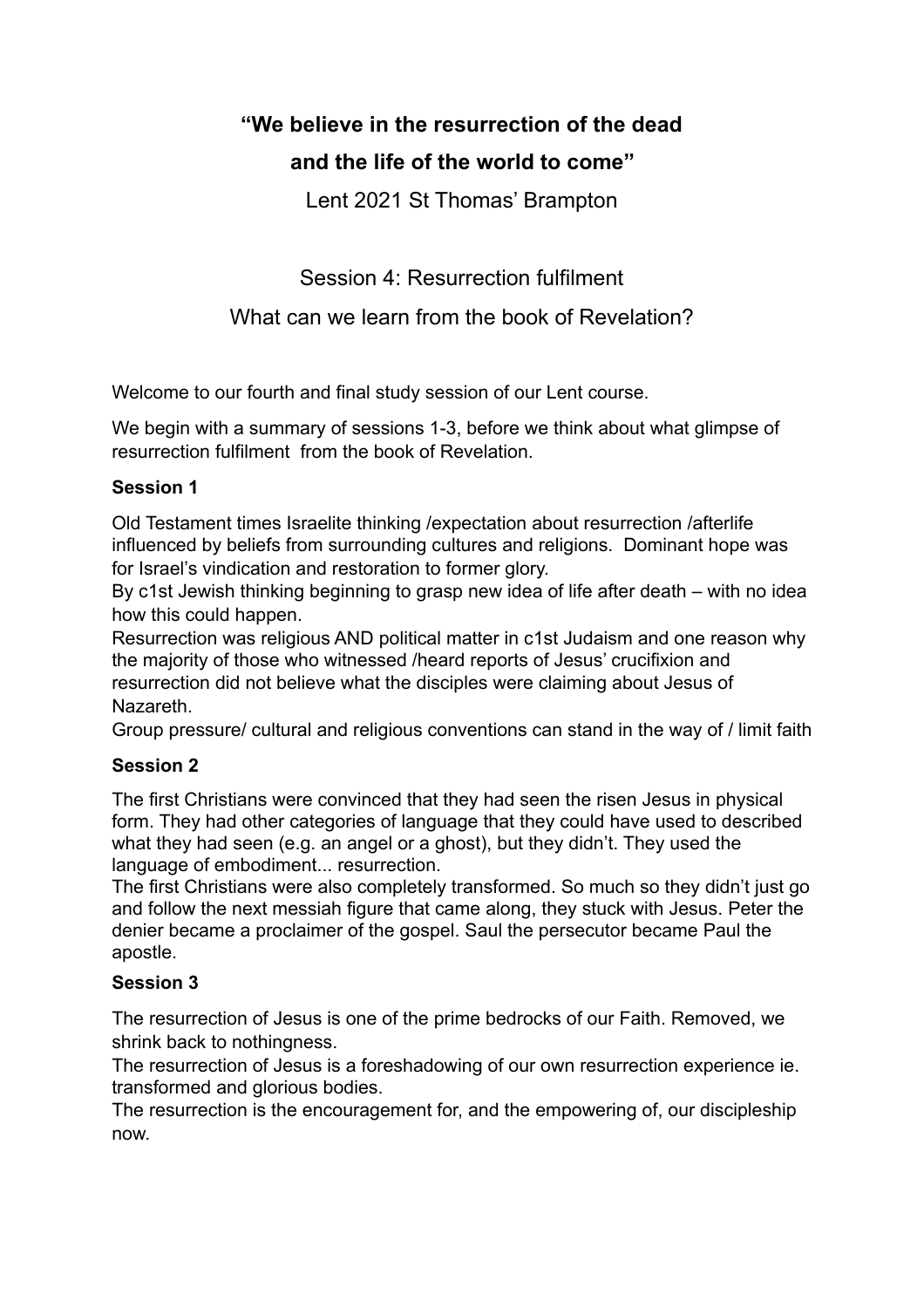# **"We believe in the resurrection of the dead and the life of the world to come"**

Lent 2021 St Thomas' Brampton

## Session 4: Resurrection fulfilment

## What can we learn from the book of Revelation?

Welcome to our fourth and final study session of our Lent course.

We begin with a summary of sessions 1-3, before we think about what glimpse of resurrection fulfilment  from the book of Revelation.

### **Session 1**

Old Testament times Israelite thinking /expectation about resurrection /afterlife influenced by beliefs from surrounding cultures and religions.  Dominant hope was for Israel's vindication and restoration to former glory.
By c1st Jewish thinking beginning to grasp new idea of life after death – with no idea how this could happen.
Resurrection was religious AND political matter in c1st Judaism and one reason why the majority of those who witnessed /heard reports of Jesus' crucifixion and resurrection did not believe what the disciples were claiming about Jesus of Nazareth.
Group pressure/ cultural and religious conventions can stand in the way of / limit faith

### **Session 2**

The first Christians were convinced that they had seen the risen Jesus in physical form. They had other categories of language that they could have used to described what they had seen (e.g. an angel or a ghost), but they didn't. They used the language of embodiment... resurrection.
The first Christians were also completely transformed. So much so they didn't just go and follow the next messiah figure that came along, they stuck with Jesus. Peter the denier became a proclaimer of the gospel. Saul the persecutor became Paul the apostle.

### **Session 3**

The resurrection of Jesus is one of the prime bedrocks of our Faith. Removed, we shrink back to nothingness.
The resurrection of Jesus is a foreshadowing of our own resurrection experience ie. transformed and glorious bodies.
The resurrection is the encouragement for, and the empowering of, our discipleship now.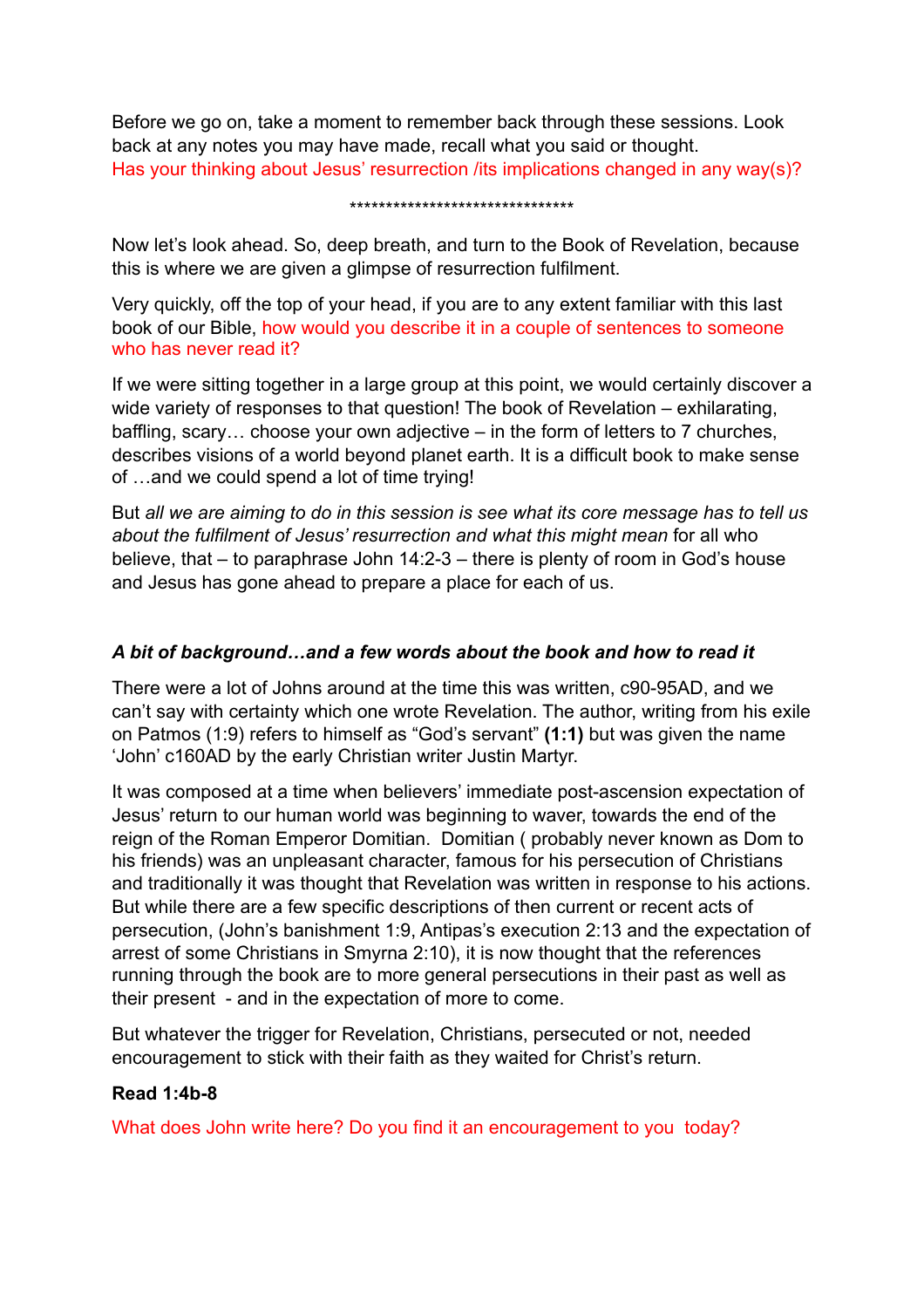Before we go on, take a moment to remember back through these sessions. Look back at any notes you may have made, recall what you said or thought.
Has your thinking about Jesus' resurrection /its implications changed in any way(s)?

*******************************

Now let's look ahead. So, deep breath, and turn to the Book of Revelation, because this is where we are given a glimpse of resurrection fulfilment.

Very quickly, off the top of your head, if you are to any extent familiar with this last book of our Bible, how would you describe it in a couple of sentences to someone who has never read it?

If we were sitting together in a large group at this point, we would certainly discover a wide variety of responses to that question! The book of Revelation – exhilarating, baffling, scary… choose your own adjective – in the form of letters to 7 churches, describes visions of a world beyond planet earth. It is a difficult book to make sense of …and we could spend a lot of time trying!

But *all we are aiming to do in this session is see what its core message has to tell us about the fulfilment of Jesus' resurrection and what this might mean* for all who believe, that – to paraphrase John 14:2-3 – there is plenty of room in God's house and Jesus has gone ahead to prepare a place for each of us.

### *A bit of background…and a few words about the book and how to read it*

There were a lot of Johns around at the time this was written, c90-95AD, and we can't say with certainty which one wrote Revelation. The author, writing from his exile on Patmos (1:9) refers to himself as "God's servant" **(1:1)** but was given the name 'John' c160AD by the early Christian writer Justin Martyr.

It was composed at a time when believers' immediate post-ascension expectation of Jesus' return to our human world was beginning to waver, towards the end of the reign of the Roman Emperor Domitian. Domitian ( probably never known as Dom to his friends) was an unpleasant character, famous for his persecution of Christians and traditionally it was thought that Revelation was written in response to his actions. But while there are a few specific descriptions of then current or recent acts of persecution, (John's banishment 1:9, Antipas's execution 2:13 and the expectation of arrest of some Christians in Smyrna 2:10), it is now thought that the references running through the book are to more general persecutions in their past as well as their present - and in the expectation of more to come.

But whatever the trigger for Revelation, Christians, persecuted or not, needed encouragement to stick with their faith as they waited for Christ's return.

**Read 1:4b-8**

What does John write here? Do you find it an encouragement to you today?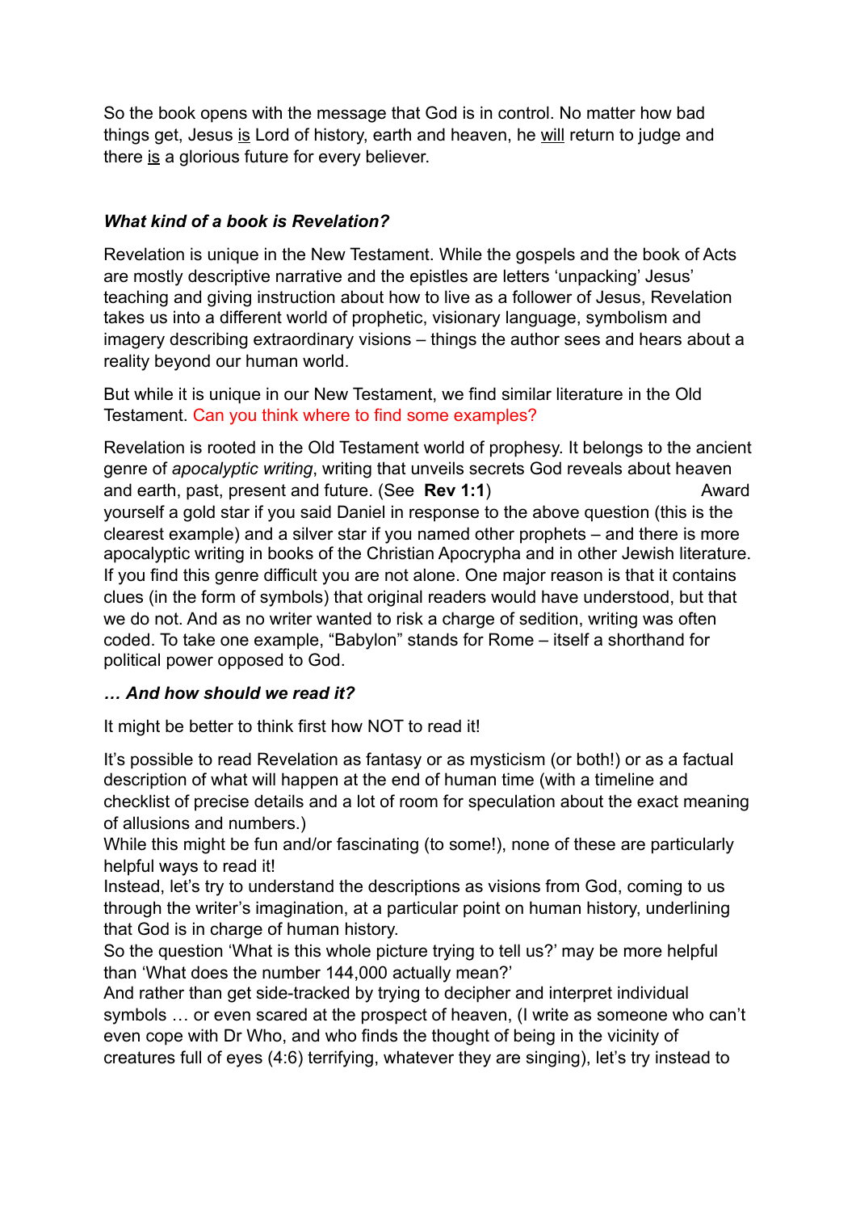So the book opens with the message that God is in control. No matter how bad things get, Jesus is Lord of history, earth and heaven, he will return to judge and there is a glorious future for every believer.

### *What kind of a book is Revelation?*

Revelation is unique in the New Testament. While the gospels and the book of Acts are mostly descriptive narrative and the epistles are letters 'unpacking' Jesus' teaching and giving instruction about how to live as a follower of Jesus, Revelation takes us into a different world of prophetic, visionary language, symbolism and imagery describing extraordinary visions – things the author sees and hears about a reality beyond our human world.

But while it is unique in our New Testament, we find similar literature in the Old Testament. Can you think where to find some examples?

Revelation is rooted in the Old Testament world of prophesy. It belongs to the ancient genre of *apocalyptic writing*, writing that unveils secrets God reveals about heaven and earth, past, present and future. (See **Rev 1:1**) Award yourself a gold star if you said Daniel in response to the above question (this is the clearest example) and a silver star if you named other prophets – and there is more apocalyptic writing in books of the Christian Apocrypha and in other Jewish literature. If you find this genre difficult you are not alone. One major reason is that it contains clues (in the form of symbols) that original readers would have understood, but that we do not. And as no writer wanted to risk a charge of sedition, writing was often coded. To take one example, "Babylon" stands for Rome – itself a shorthand for political power opposed to God.

### *… And how should we read it?*

It might be better to think first how NOT to read it!

It's possible to read Revelation as fantasy or as mysticism (or both!) or as a factual description of what will happen at the end of human time (with a timeline and checklist of precise details and a lot of room for speculation about the exact meaning of allusions and numbers.)
While this might be fun and/or fascinating (to some!), none of these are particularly helpful ways to read it!
Instead, let's try to understand the descriptions as visions from God, coming to us through the writer's imagination, at a particular point on human history, underlining that God is in charge of human history.
So the question 'What is this whole picture trying to tell us?' may be more helpful than 'What does the number 144,000 actually mean?'
And rather than get side-tracked by trying to decipher and interpret individual symbols … or even scared at the prospect of heaven, (I write as someone who can't even cope with Dr Who, and who finds the thought of being in the vicinity of creatures full of eyes (4:6) terrifying, whatever they are singing), let's try instead to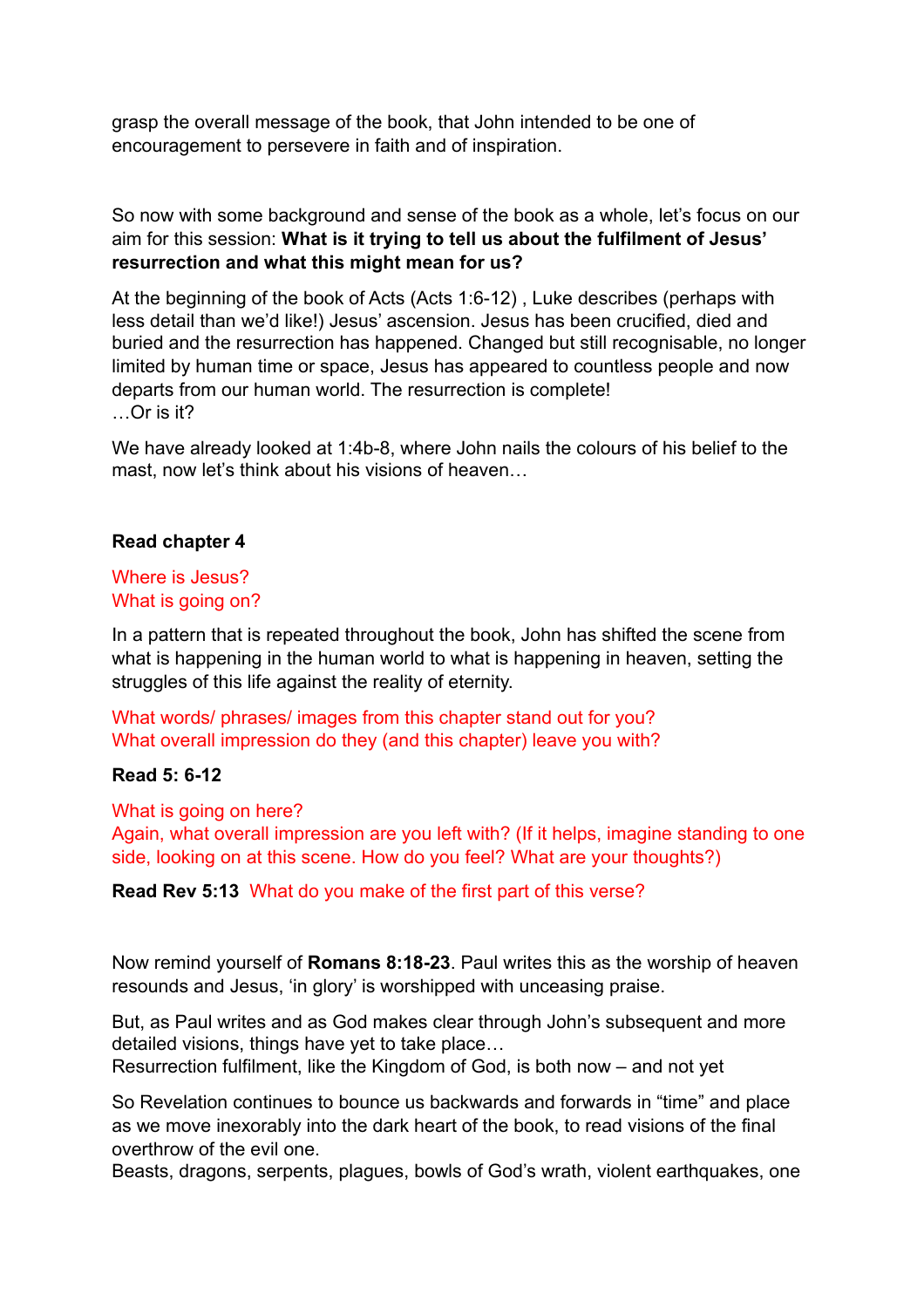grasp the overall message of the book, that John intended to be one of encouragement to persevere in faith and of inspiration.

So now with some background and sense of the book as a whole, let's focus on our aim for this session: **What is it trying to tell us about the fulfilment of Jesus' resurrection and what this might mean for us?**

At the beginning of the book of Acts (Acts 1:6-12) , Luke describes (perhaps with less detail than we'd like!) Jesus' ascension. Jesus has been crucified, died and buried and the resurrection has happened. Changed but still recognisable, no longer limited by human time or space, Jesus has appeared to countless people and now departs from our human world. The resurrection is complete!
…Or is it?

We have already looked at 1:4b-8, where John nails the colours of his belief to the mast, now let's think about his visions of heaven…

**Read chapter 4**

Where is Jesus?
What is going on?

In a pattern that is repeated throughout the book, John has shifted the scene from what is happening in the human world to what is happening in heaven, setting the struggles of this life against the reality of eternity.

What words/ phrases/ images from this chapter stand out for you?
What overall impression do they (and this chapter) leave you with?

**Read 5: 6-12**

What is going on here?
Again, what overall impression are you left with? (If it helps, imagine standing to one side, looking on at this scene. How do you feel? What are your thoughts?)

**Read Rev 5:13** What do you make of the first part of this verse?

Now remind yourself of **Romans 8:18-23**. Paul writes this as the worship of heaven resounds and Jesus, 'in glory' is worshipped with unceasing praise.

But, as Paul writes and as God makes clear through John's subsequent and more detailed visions, things have yet to take place…
Resurrection fulfilment, like the Kingdom of God, is both now – and not yet

So Revelation continues to bounce us backwards and forwards in "time" and place as we move inexorably into the dark heart of the book, to read visions of the final overthrow of the evil one.
Beasts, dragons, serpents, plagues, bowls of God's wrath, violent earthquakes, one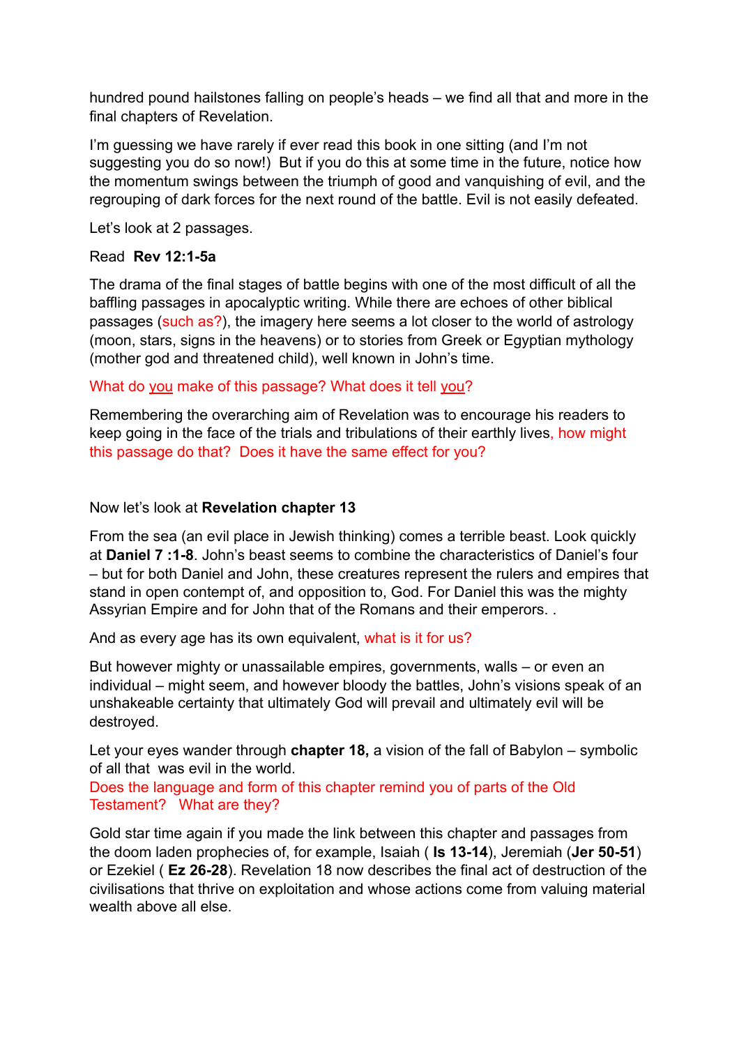hundred pound hailstones falling on people's heads – we find all that and more in the final chapters of Revelation.

I'm guessing we have rarely if ever read this book in one sitting (and I'm not suggesting you do so now!) But if you do this at some time in the future, notice how the momentum swings between the triumph of good and vanquishing of evil, and the regrouping of dark forces for the next round of the battle. Evil is not easily defeated.

Let's look at 2 passages.

Read **Rev 12:1-5a**

The drama of the final stages of battle begins with one of the most difficult of all the baffling passages in apocalyptic writing. While there are echoes of other biblical passages (such as?), the imagery here seems a lot closer to the world of astrology (moon, stars, signs in the heavens) or to stories from Greek or Egyptian mythology (mother god and threatened child), well known in John's time.

What do you make of this passage? What does it tell you?

Remembering the overarching aim of Revelation was to encourage his readers to keep going in the face of the trials and tribulations of their earthly lives, how might this passage do that? Does it have the same effect for you?

Now let's look at **Revelation chapter 13**

From the sea (an evil place in Jewish thinking) comes a terrible beast. Look quickly at **Daniel 7 :1-8**. John's beast seems to combine the characteristics of Daniel's four – but for both Daniel and John, these creatures represent the rulers and empires that stand in open contempt of, and opposition to, God. For Daniel this was the mighty Assyrian Empire and for John that of the Romans and their emperors. .

And as every age has its own equivalent, what is it for us?

But however mighty or unassailable empires, governments, walls – or even an individual – might seem, and however bloody the battles, John's visions speak of an unshakeable certainty that ultimately God will prevail and ultimately evil will be destroyed.

Let your eyes wander through **chapter 18,** a vision of the fall of Babylon – symbolic of all that was evil in the world.
Does the language and form of this chapter remind you of parts of the Old Testament? What are they?

Gold star time again if you made the link between this chapter and passages from the doom laden prophecies of, for example, Isaiah ( **Is 13-14**), Jeremiah (**Jer 50-51**) or Ezekiel ( **Ez 26-28**). Revelation 18 now describes the final act of destruction of the civilisations that thrive on exploitation and whose actions come from valuing material wealth above all else.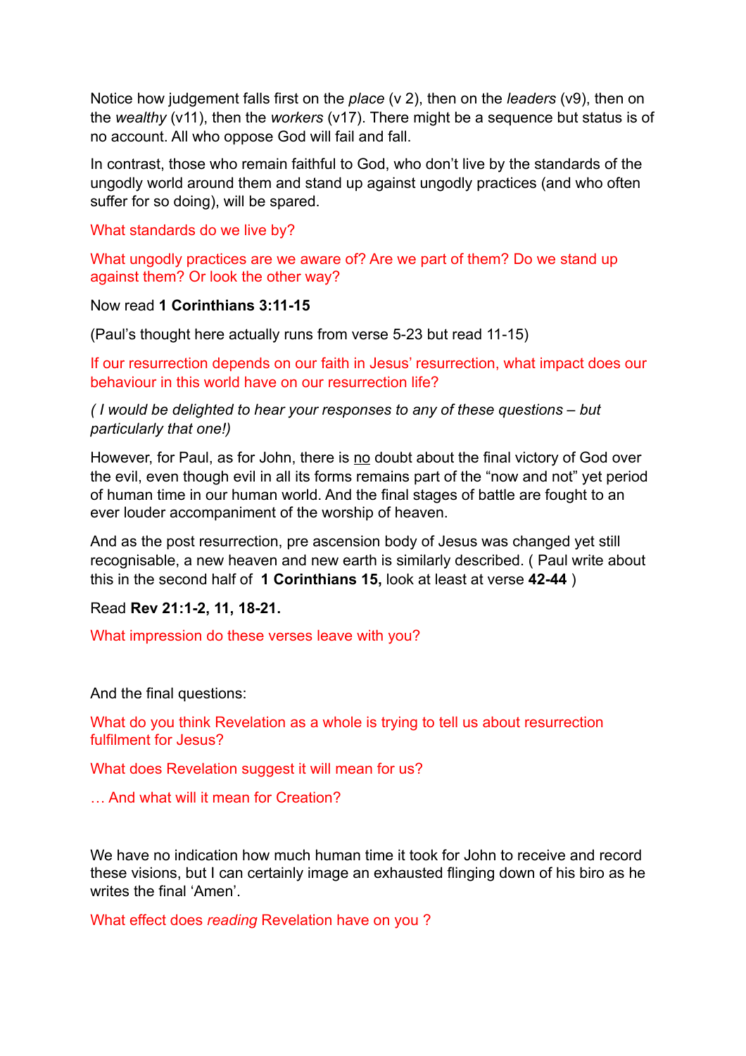Notice how judgement falls first on the *place* (v 2), then on the *leaders* (v9), then on the *wealthy* (v11), then the *workers* (v17). There might be a sequence but status is of no account. All who oppose God will fail and fall.

In contrast, those who remain faithful to God, who don't live by the standards of the ungodly world around them and stand up against ungodly practices (and who often suffer for so doing), will be spared.

What standards do we live by?

What ungodly practices are we aware of? Are we part of them? Do we stand up against them? Or look the other way?

Now read **1 Corinthians 3:11-15**

(Paul's thought here actually runs from verse 5-23 but read 11-15)

If our resurrection depends on our faith in Jesus' resurrection, what impact does our behaviour in this world have on our resurrection life?

*( I would be delighted to hear your responses to any of these questions – but particularly that one!)*

However, for Paul, as for John, there is <u>no</u> doubt about the final victory of God over the evil, even though evil in all its forms remains part of the "now and not" yet period of human time in our human world. And the final stages of battle are fought to an ever louder accompaniment of the worship of heaven.

And as the post resurrection, pre ascension body of Jesus was changed yet still recognisable, a new heaven and new earth is similarly described. ( Paul write about this in the second half of **1 Corinthians 15,** look at least at verse **42-44** )

Read **Rev 21:1-2, 11, 18-21.**

What impression do these verses leave with you?

And the final questions:

What do you think Revelation as a whole is trying to tell us about resurrection fulfilment for Jesus?

What does Revelation suggest it will mean for us?

… And what will it mean for Creation?

We have no indication how much human time it took for John to receive and record these visions, but I can certainly image an exhausted flinging down of his biro as he writes the final 'Amen'.

What effect does *reading* Revelation have on you ?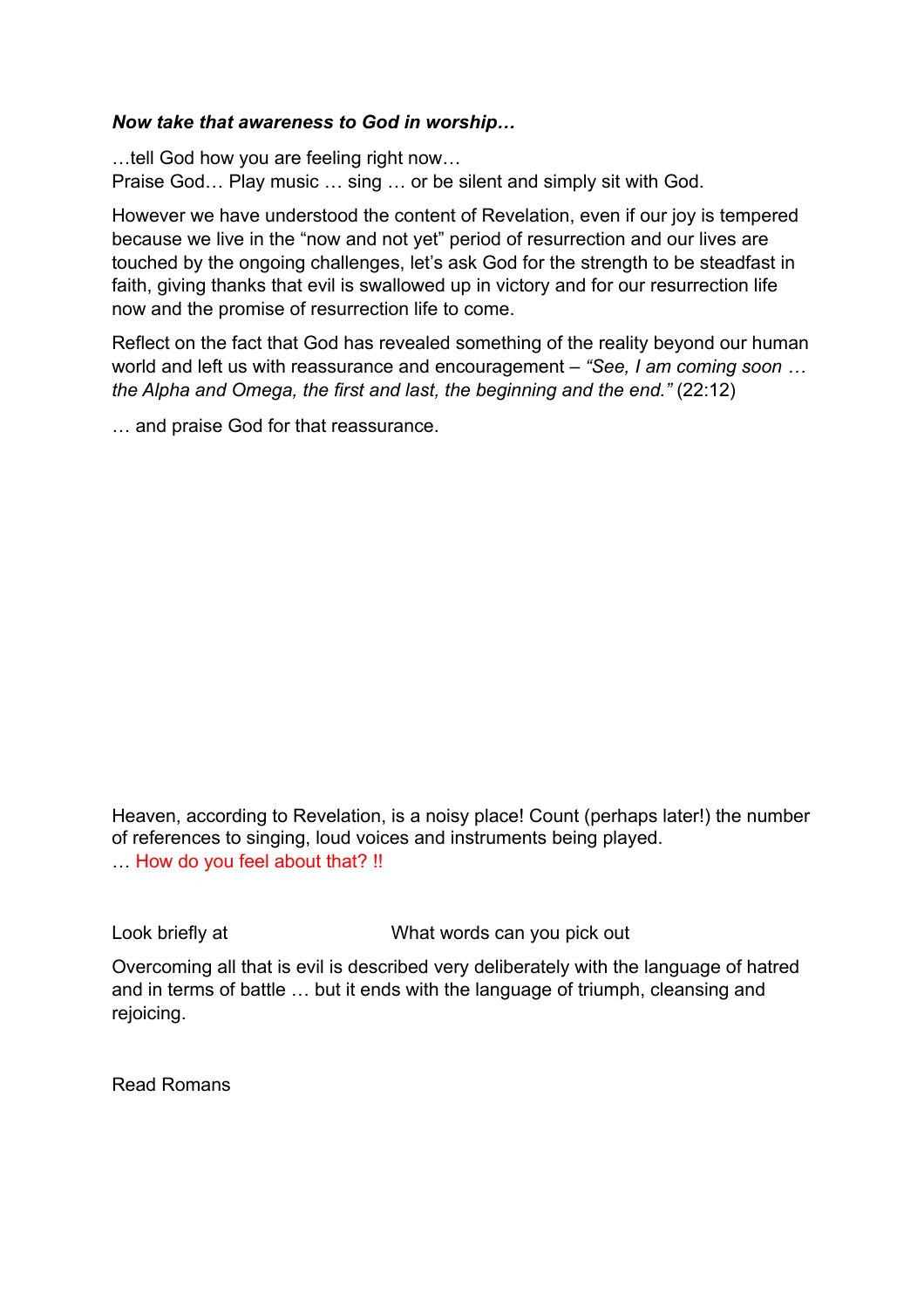***Now take that awareness to God in worship…***

…tell God how you are feeling right now…
Praise God… Play music … sing … or be silent and simply sit with God.

However we have understood the content of Revelation, even if our joy is tempered because we live in the "now and not yet" period of resurrection and our lives are touched by the ongoing challenges, let's ask God for the strength to be steadfast in faith, giving thanks that evil is swallowed up in victory and for our resurrection life now and the promise of resurrection life to come.

Reflect on the fact that God has revealed something of the reality beyond our human world and left us with reassurance and encouragement – *"See, I am coming soon … the Alpha and Omega, the first and last, the beginning and the end."* (22:12)

… and praise God for that reassurance.

Heaven, according to Revelation, is a noisy place! Count (perhaps later!) the number of references to singing, loud voices and instruments being played.
… How do you feel about that? !!

Look briefly at What words can you pick out

Overcoming all that is evil is described very deliberately with the language of hatred and in terms of battle … but it ends with the language of triumph, cleansing and rejoicing.

Read Romans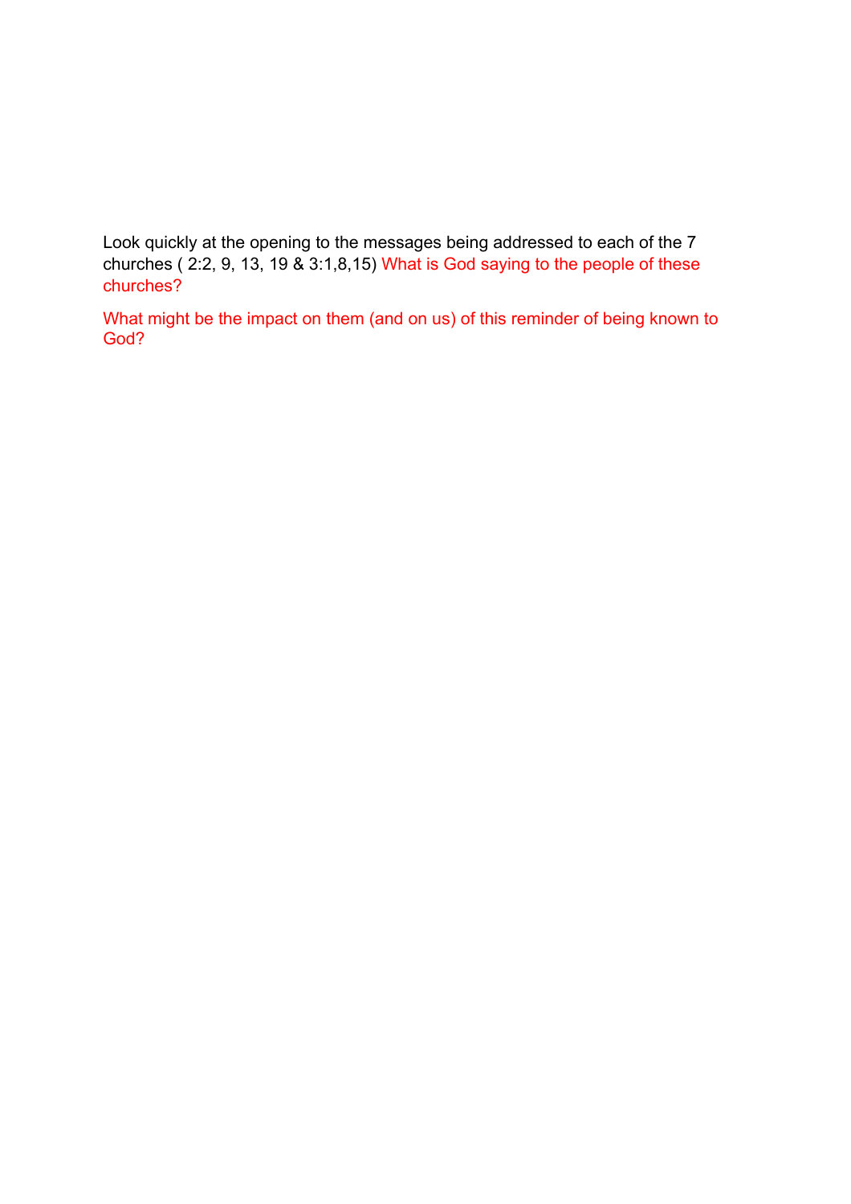Look quickly at the opening to the messages being addressed to each of the 7 churches ( 2:2, 9, 13, 19 & 3:1,8,15) What is God saying to the people of these churches?

What might be the impact on them (and on us) of this reminder of being known to God?